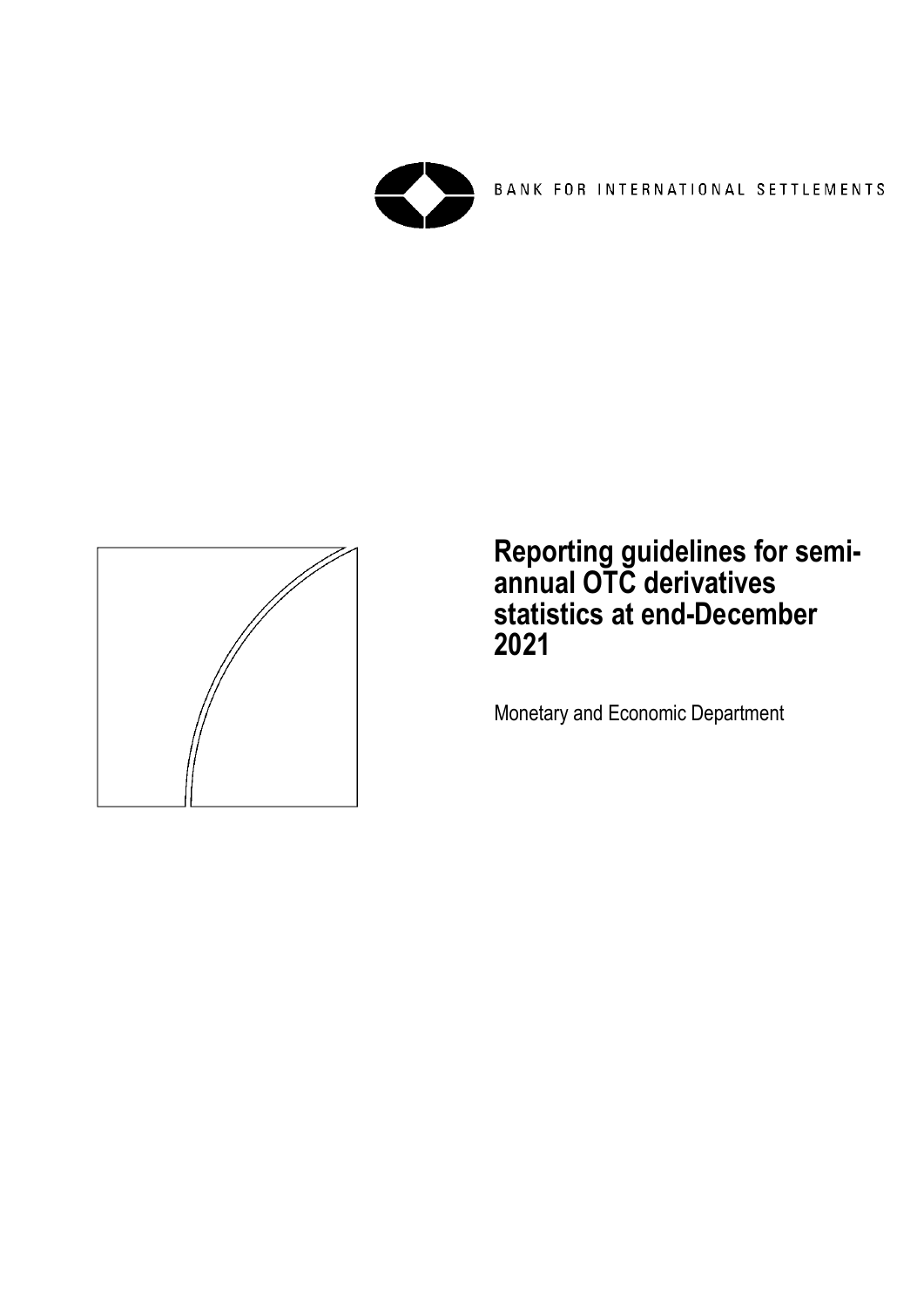BANK FOR INTERNATIONAL SETTLEMENTS

# Reporting guidelines for semi-annual OTC derivatives statistics at end-December 2021

Monetary and Economic Department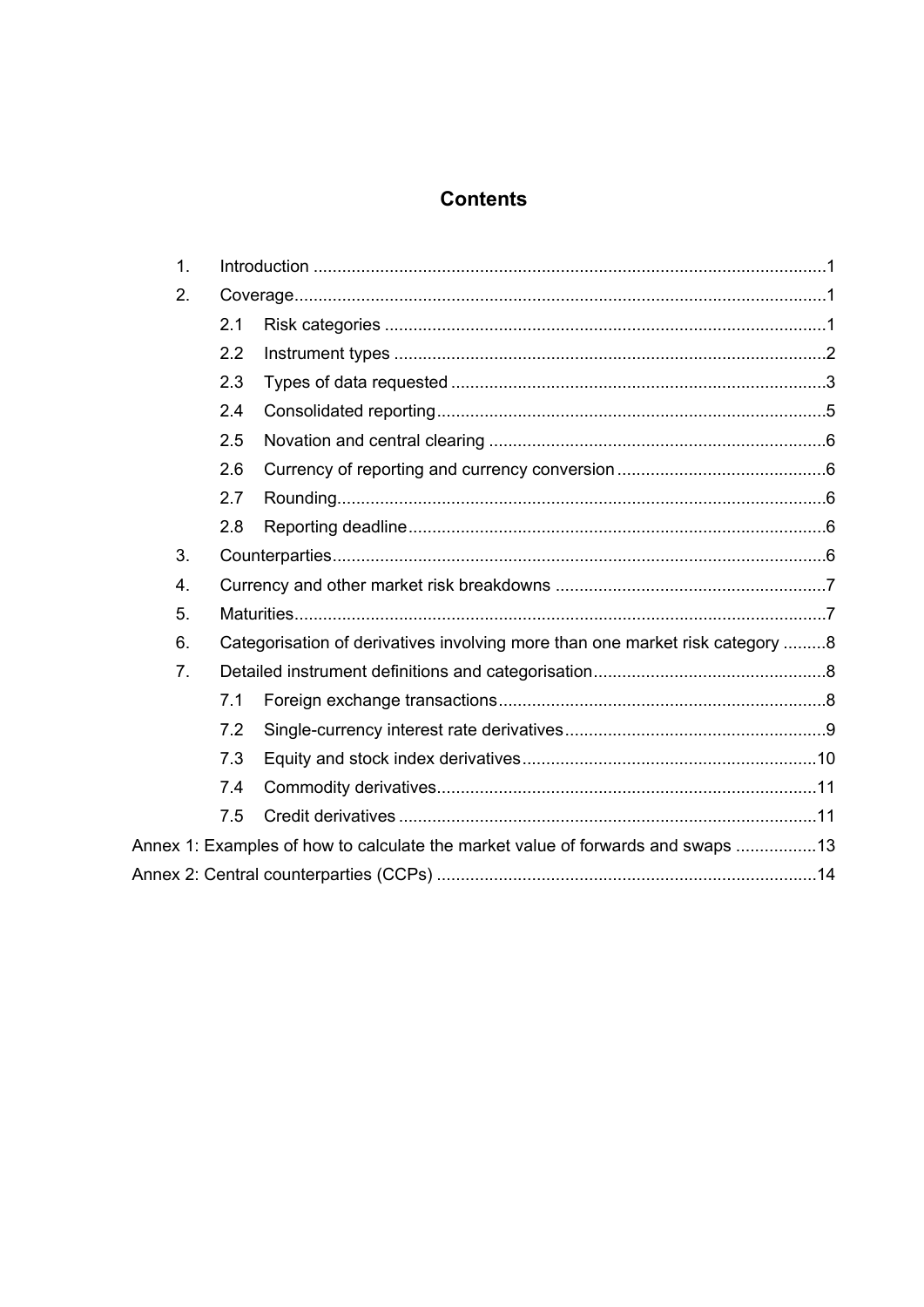# Contents

1. Introduction ........................................................................................................1
2. Coverage.............................................................................................................1
   - 2.1 Risk categories ...........................................................................................1
   - 2.2 Instrument types .........................................................................................2
   - 2.3 Types of data requested .............................................................................3
   - 2.4 Consolidated reporting................................................................................5
   - 2.5 Novation and central clearing .....................................................................6
   - 2.6 Currency of reporting and currency conversion ...........................................6
   - 2.7 Rounding.....................................................................................................6
   - 2.8 Reporting deadline......................................................................................6
3. Counterparties.....................................................................................................6
4. Currency and other market risk breakdowns ........................................................7
5. Maturities.............................................................................................................7
6. Categorisation of derivatives involving more than one market risk category .........8
7. Detailed instrument definitions and categorisation................................................8
   - 7.1 Foreign exchange transactions....................................................................8
   - 7.2 Single-currency interest rate derivatives......................................................9
   - 7.3 Equity and stock index derivatives.............................................................10
   - 7.4 Commodity derivatives...............................................................................11
   - 7.5 Credit derivatives .......................................................................................11

Annex 1: Examples of how to calculate the market value of forwards and swaps .................13

Annex 2: Central counterparties (CCPs) ..............................................................................14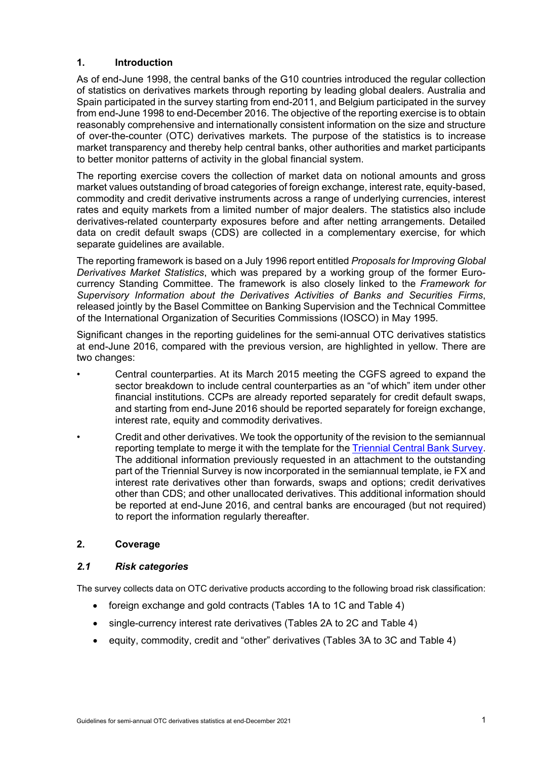## 1. Introduction

As of end-June 1998, the central banks of the G10 countries introduced the regular collection of statistics on derivatives markets through reporting by leading global dealers. Australia and Spain participated in the survey starting from end-2011, and Belgium participated in the survey from end-June 1998 to end-December 2016. The objective of the reporting exercise is to obtain reasonably comprehensive and internationally consistent information on the size and structure of over-the-counter (OTC) derivatives markets. The purpose of the statistics is to increase market transparency and thereby help central banks, other authorities and market participants to better monitor patterns of activity in the global financial system.

The reporting exercise covers the collection of market data on notional amounts and gross market values outstanding of broad categories of foreign exchange, interest rate, equity-based, commodity and credit derivative instruments across a range of underlying currencies, interest rates and equity markets from a limited number of major dealers. The statistics also include derivatives-related counterparty exposures before and after netting arrangements. Detailed data on credit default swaps (CDS) are collected in a complementary exercise, for which separate guidelines are available.

The reporting framework is based on a July 1996 report entitled *Proposals for Improving Global Derivatives Market Statistics*, which was prepared by a working group of the former Euro-currency Standing Committee. The framework is also closely linked to the *Framework for Supervisory Information about the Derivatives Activities of Banks and Securities Firms*, released jointly by the Basel Committee on Banking Supervision and the Technical Committee of the International Organization of Securities Commissions (IOSCO) in May 1995.

Significant changes in the reporting guidelines for the semi-annual OTC derivatives statistics at end-June 2016, compared with the previous version, are highlighted in yellow. There are two changes:

- Central counterparties. At its March 2015 meeting the CGFS agreed to expand the sector breakdown to include central counterparties as an "of which" item under other financial institutions. CCPs are already reported separately for credit default swaps, and starting from end-June 2016 should be reported separately for foreign exchange, interest rate, equity and commodity derivatives.
- Credit and other derivatives. We took the opportunity of the revision to the semiannual reporting template to merge it with the template for the Triennial Central Bank Survey. The additional information previously requested in an attachment to the outstanding part of the Triennial Survey is now incorporated in the semiannual template, ie FX and interest rate derivatives other than forwards, swaps and options; credit derivatives other than CDS; and other unallocated derivatives. This additional information should be reported at end-June 2016, and central banks are encouraged (but not required) to report the information regularly thereafter.

## 2. Coverage

### *2.1 Risk categories*

The survey collects data on OTC derivative products according to the following broad risk classification:

- foreign exchange and gold contracts (Tables 1A to 1C and Table 4)
- single-currency interest rate derivatives (Tables 2A to 2C and Table 4)
- equity, commodity, credit and "other" derivatives (Tables 3A to 3C and Table 4)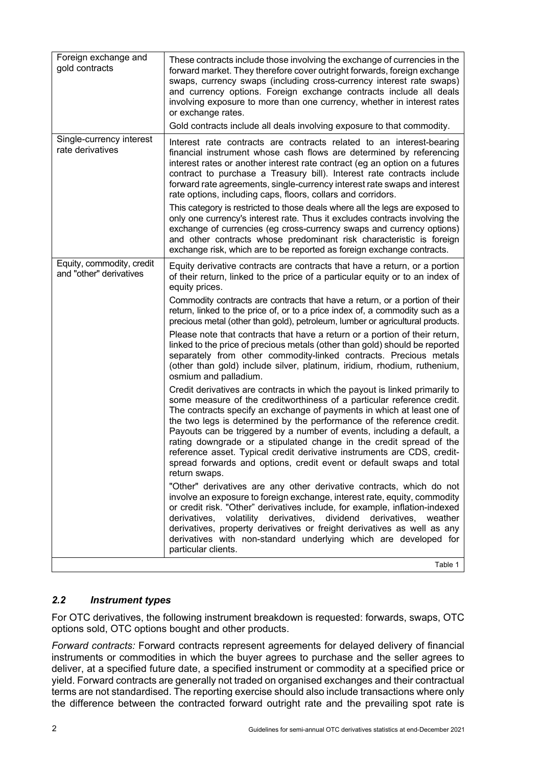| | |
|---|---|
| Foreign exchange and gold contracts | These contracts include those involving the exchange of currencies in the forward market. They therefore cover outright forwards, foreign exchange swaps, currency swaps (including cross-currency interest rate swaps) and currency options. Foreign exchange contracts include all deals involving exposure to more than one currency, whether in interest rates or exchange rates.<br>Gold contracts include all deals involving exposure to that commodity. |
| Single-currency interest rate derivatives | Interest rate contracts are contracts related to an interest-bearing financial instrument whose cash flows are determined by referencing interest rates or another interest rate contract (eg an option on a futures contract to purchase a Treasury bill). Interest rate contracts include forward rate agreements, single-currency interest rate swaps and interest rate options, including caps, floors, collars and corridors.<br>This category is restricted to those deals where all the legs are exposed to only one currency's interest rate. Thus it excludes contracts involving the exchange of currencies (eg cross-currency swaps and currency options) and other contracts whose predominant risk characteristic is foreign exchange risk, which are to be reported as foreign exchange contracts. |
| Equity, commodity, credit and "other" derivatives | Equity derivative contracts are contracts that have a return, or a portion of their return, linked to the price of a particular equity or to an index of equity prices.<br>Commodity contracts are contracts that have a return, or a portion of their return, linked to the price of, or to a price index of, a commodity such as a precious metal (other than gold), petroleum, lumber or agricultural products.<br>Please note that contracts that have a return or a portion of their return, linked to the price of precious metals (other than gold) should be reported separately from other commodity-linked contracts. Precious metals (other than gold) include silver, platinum, iridium, rhodium, ruthenium, osmium and palladium.<br>Credit derivatives are contracts in which the payout is linked primarily to some measure of the creditworthiness of a particular reference credit. The contracts specify an exchange of payments in which at least one of the two legs is determined by the performance of the reference credit. Payouts can be triggered by a number of events, including a default, a rating downgrade or a stipulated change in the credit spread of the reference asset. Typical credit derivative instruments are CDS, credit-spread forwards and options, credit event or default swaps and total return swaps.<br>"Other" derivatives are any other derivative contracts, which do not involve an exposure to foreign exchange, interest rate, equity, commodity or credit risk. "Other" derivatives include, for example, inflation-indexed derivatives, volatility derivatives, dividend derivatives, weather derivatives, property derivatives or freight derivatives as well as any derivatives with non-standard underlying which are developed for particular clients. |

Table 1

### *2.2 Instrument types*

For OTC derivatives, the following instrument breakdown is requested: forwards, swaps, OTC options sold, OTC options bought and other products.

*Forward contracts:* Forward contracts represent agreements for delayed delivery of financial instruments or commodities in which the buyer agrees to purchase and the seller agrees to deliver, at a specified future date, a specified instrument or commodity at a specified price or yield. Forward contracts are generally not traded on organised exchanges and their contractual terms are not standardised. The reporting exercise should also include transactions where only the difference between the contracted forward outright rate and the prevailing spot rate is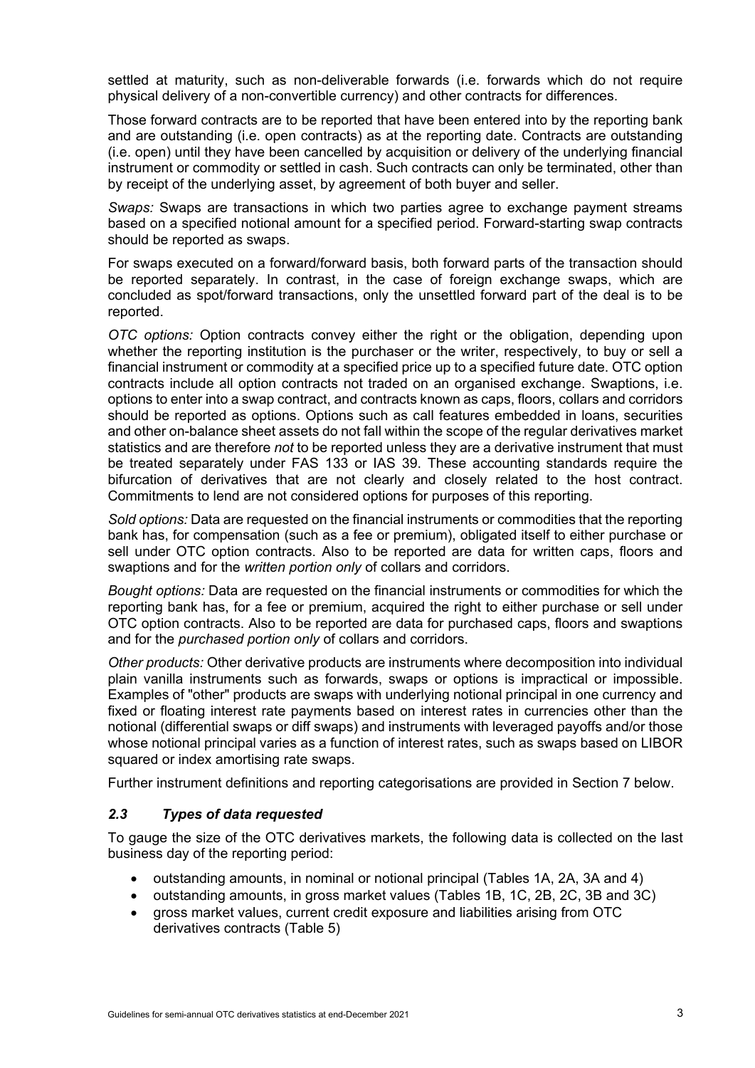settled at maturity, such as non-deliverable forwards (i.e. forwards which do not require physical delivery of a non-convertible currency) and other contracts for differences.

Those forward contracts are to be reported that have been entered into by the reporting bank and are outstanding (i.e. open contracts) as at the reporting date. Contracts are outstanding (i.e. open) until they have been cancelled by acquisition or delivery of the underlying financial instrument or commodity or settled in cash. Such contracts can only be terminated, other than by receipt of the underlying asset, by agreement of both buyer and seller.

*Swaps:* Swaps are transactions in which two parties agree to exchange payment streams based on a specified notional amount for a specified period. Forward-starting swap contracts should be reported as swaps.

For swaps executed on a forward/forward basis, both forward parts of the transaction should be reported separately. In contrast, in the case of foreign exchange swaps, which are concluded as spot/forward transactions, only the unsettled forward part of the deal is to be reported.

*OTC options:* Option contracts convey either the right or the obligation, depending upon whether the reporting institution is the purchaser or the writer, respectively, to buy or sell a financial instrument or commodity at a specified price up to a specified future date. OTC option contracts include all option contracts not traded on an organised exchange. Swaptions, i.e. options to enter into a swap contract, and contracts known as caps, floors, collars and corridors should be reported as options. Options such as call features embedded in loans, securities and other on-balance sheet assets do not fall within the scope of the regular derivatives market statistics and are therefore *not* to be reported unless they are a derivative instrument that must be treated separately under FAS 133 or IAS 39. These accounting standards require the bifurcation of derivatives that are not clearly and closely related to the host contract. Commitments to lend are not considered options for purposes of this reporting.

*Sold options:* Data are requested on the financial instruments or commodities that the reporting bank has, for compensation (such as a fee or premium), obligated itself to either purchase or sell under OTC option contracts. Also to be reported are data for written caps, floors and swaptions and for the *written portion only* of collars and corridors.

*Bought options:* Data are requested on the financial instruments or commodities for which the reporting bank has, for a fee or premium, acquired the right to either purchase or sell under OTC option contracts. Also to be reported are data for purchased caps, floors and swaptions and for the *purchased portion only* of collars and corridors.

*Other products:* Other derivative products are instruments where decomposition into individual plain vanilla instruments such as forwards, swaps or options is impractical or impossible. Examples of "other" products are swaps with underlying notional principal in one currency and fixed or floating interest rate payments based on interest rates in currencies other than the notional (differential swaps or diff swaps) and instruments with leveraged payoffs and/or those whose notional principal varies as a function of interest rates, such as swaps based on LIBOR squared or index amortising rate swaps.

Further instrument definitions and reporting categorisations are provided in Section 7 below.

### *2.3 Types of data requested*

To gauge the size of the OTC derivatives markets, the following data is collected on the last business day of the reporting period:

- outstanding amounts, in nominal or notional principal (Tables 1A, 2A, 3A and 4)
- outstanding amounts, in gross market values (Tables 1B, 1C, 2B, 2C, 3B and 3C)
- gross market values, current credit exposure and liabilities arising from OTC derivatives contracts (Table 5)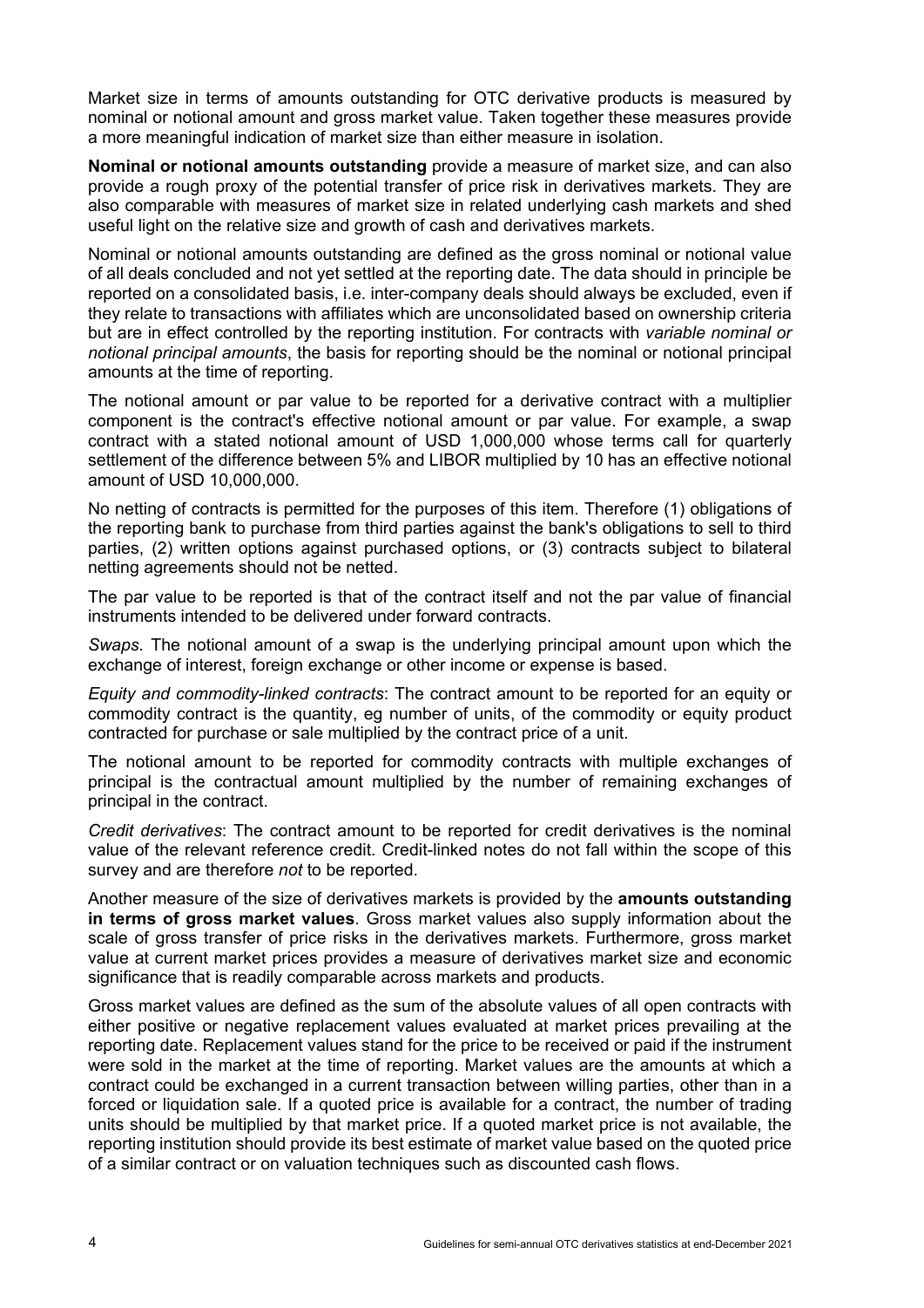Market size in terms of amounts outstanding for OTC derivative products is measured by nominal or notional amount and gross market value. Taken together these measures provide a more meaningful indication of market size than either measure in isolation.

**Nominal or notional amounts outstanding** provide a measure of market size, and can also provide a rough proxy of the potential transfer of price risk in derivatives markets. They are also comparable with measures of market size in related underlying cash markets and shed useful light on the relative size and growth of cash and derivatives markets.

Nominal or notional amounts outstanding are defined as the gross nominal or notional value of all deals concluded and not yet settled at the reporting date. The data should in principle be reported on a consolidated basis, i.e. inter-company deals should always be excluded, even if they relate to transactions with affiliates which are unconsolidated based on ownership criteria but are in effect controlled by the reporting institution. For contracts with *variable nominal or notional principal amounts*, the basis for reporting should be the nominal or notional principal amounts at the time of reporting.

The notional amount or par value to be reported for a derivative contract with a multiplier component is the contract's effective notional amount or par value. For example, a swap contract with a stated notional amount of USD 1,000,000 whose terms call for quarterly settlement of the difference between 5% and LIBOR multiplied by 10 has an effective notional amount of USD 10,000,000.

No netting of contracts is permitted for the purposes of this item. Therefore (1) obligations of the reporting bank to purchase from third parties against the bank's obligations to sell to third parties, (2) written options against purchased options, or (3) contracts subject to bilateral netting agreements should not be netted.

The par value to be reported is that of the contract itself and not the par value of financial instruments intended to be delivered under forward contracts.

*Swaps.* The notional amount of a swap is the underlying principal amount upon which the exchange of interest, foreign exchange or other income or expense is based.

*Equity and commodity-linked contracts*: The contract amount to be reported for an equity or commodity contract is the quantity, eg number of units, of the commodity or equity product contracted for purchase or sale multiplied by the contract price of a unit.

The notional amount to be reported for commodity contracts with multiple exchanges of principal is the contractual amount multiplied by the number of remaining exchanges of principal in the contract.

*Credit derivatives*: The contract amount to be reported for credit derivatives is the nominal value of the relevant reference credit. Credit-linked notes do not fall within the scope of this survey and are therefore *not* to be reported.

Another measure of the size of derivatives markets is provided by the **amounts outstanding in terms of gross market values**. Gross market values also supply information about the scale of gross transfer of price risks in the derivatives markets. Furthermore, gross market value at current market prices provides a measure of derivatives market size and economic significance that is readily comparable across markets and products.

Gross market values are defined as the sum of the absolute values of all open contracts with either positive or negative replacement values evaluated at market prices prevailing at the reporting date. Replacement values stand for the price to be received or paid if the instrument were sold in the market at the time of reporting. Market values are the amounts at which a contract could be exchanged in a current transaction between willing parties, other than in a forced or liquidation sale. If a quoted price is available for a contract, the number of trading units should be multiplied by that market price. If a quoted market price is not available, the reporting institution should provide its best estimate of market value based on the quoted price of a similar contract or on valuation techniques such as discounted cash flows.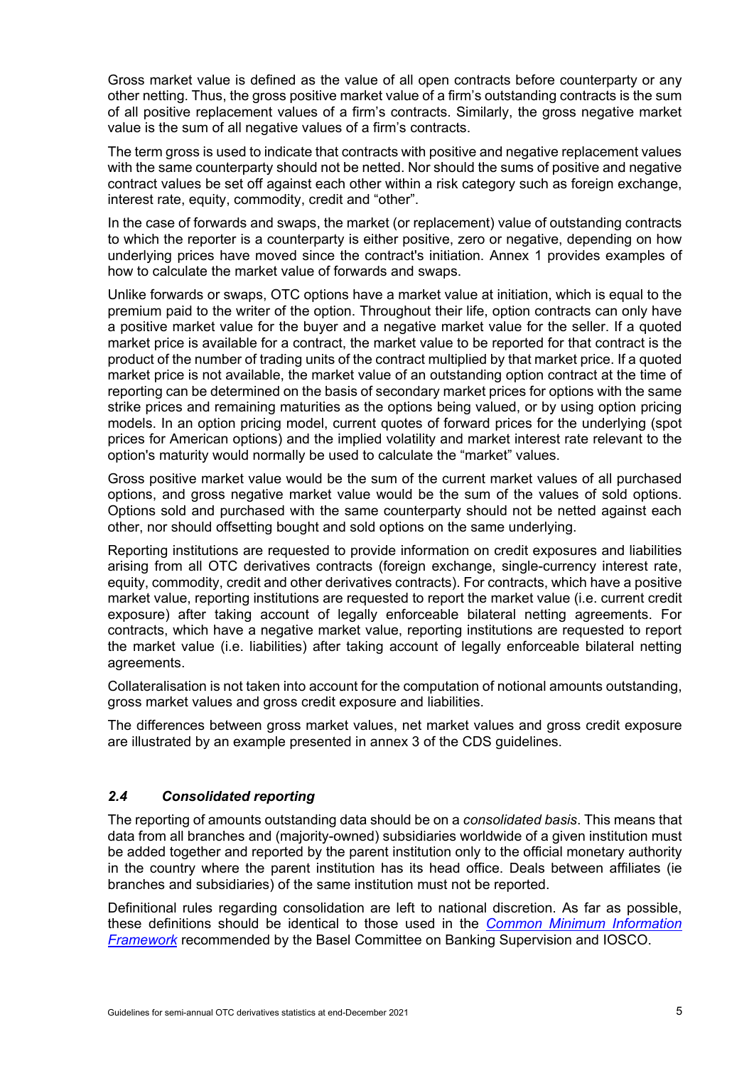Gross market value is defined as the value of all open contracts before counterparty or any other netting. Thus, the gross positive market value of a firm's outstanding contracts is the sum of all positive replacement values of a firm's contracts. Similarly, the gross negative market value is the sum of all negative values of a firm's contracts.

The term gross is used to indicate that contracts with positive and negative replacement values with the same counterparty should not be netted. Nor should the sums of positive and negative contract values be set off against each other within a risk category such as foreign exchange, interest rate, equity, commodity, credit and "other".

In the case of forwards and swaps, the market (or replacement) value of outstanding contracts to which the reporter is a counterparty is either positive, zero or negative, depending on how underlying prices have moved since the contract's initiation. Annex 1 provides examples of how to calculate the market value of forwards and swaps.

Unlike forwards or swaps, OTC options have a market value at initiation, which is equal to the premium paid to the writer of the option. Throughout their life, option contracts can only have a positive market value for the buyer and a negative market value for the seller. If a quoted market price is available for a contract, the market value to be reported for that contract is the product of the number of trading units of the contract multiplied by that market price. If a quoted market price is not available, the market value of an outstanding option contract at the time of reporting can be determined on the basis of secondary market prices for options with the same strike prices and remaining maturities as the options being valued, or by using option pricing models. In an option pricing model, current quotes of forward prices for the underlying (spot prices for American options) and the implied volatility and market interest rate relevant to the option's maturity would normally be used to calculate the "market" values.

Gross positive market value would be the sum of the current market values of all purchased options, and gross negative market value would be the sum of the values of sold options. Options sold and purchased with the same counterparty should not be netted against each other, nor should offsetting bought and sold options on the same underlying.

Reporting institutions are requested to provide information on credit exposures and liabilities arising from all OTC derivatives contracts (foreign exchange, single-currency interest rate, equity, commodity, credit and other derivatives contracts). For contracts, which have a positive market value, reporting institutions are requested to report the market value (i.e. current credit exposure) after taking account of legally enforceable bilateral netting agreements. For contracts, which have a negative market value, reporting institutions are requested to report the market value (i.e. liabilities) after taking account of legally enforceable bilateral netting agreements.

Collateralisation is not taken into account for the computation of notional amounts outstanding, gross market values and gross credit exposure and liabilities.

The differences between gross market values, net market values and gross credit exposure are illustrated by an example presented in annex 3 of the CDS guidelines.

### *2.4 Consolidated reporting*

The reporting of amounts outstanding data should be on a *consolidated basis*. This means that data from all branches and (majority-owned) subsidiaries worldwide of a given institution must be added together and reported by the parent institution only to the official monetary authority in the country where the parent institution has its head office. Deals between affiliates (ie branches and subsidiaries) of the same institution must not be reported.

Definitional rules regarding consolidation are left to national discretion. As far as possible, these definitions should be identical to those used in the *Common Minimum Information Framework* recommended by the Basel Committee on Banking Supervision and IOSCO.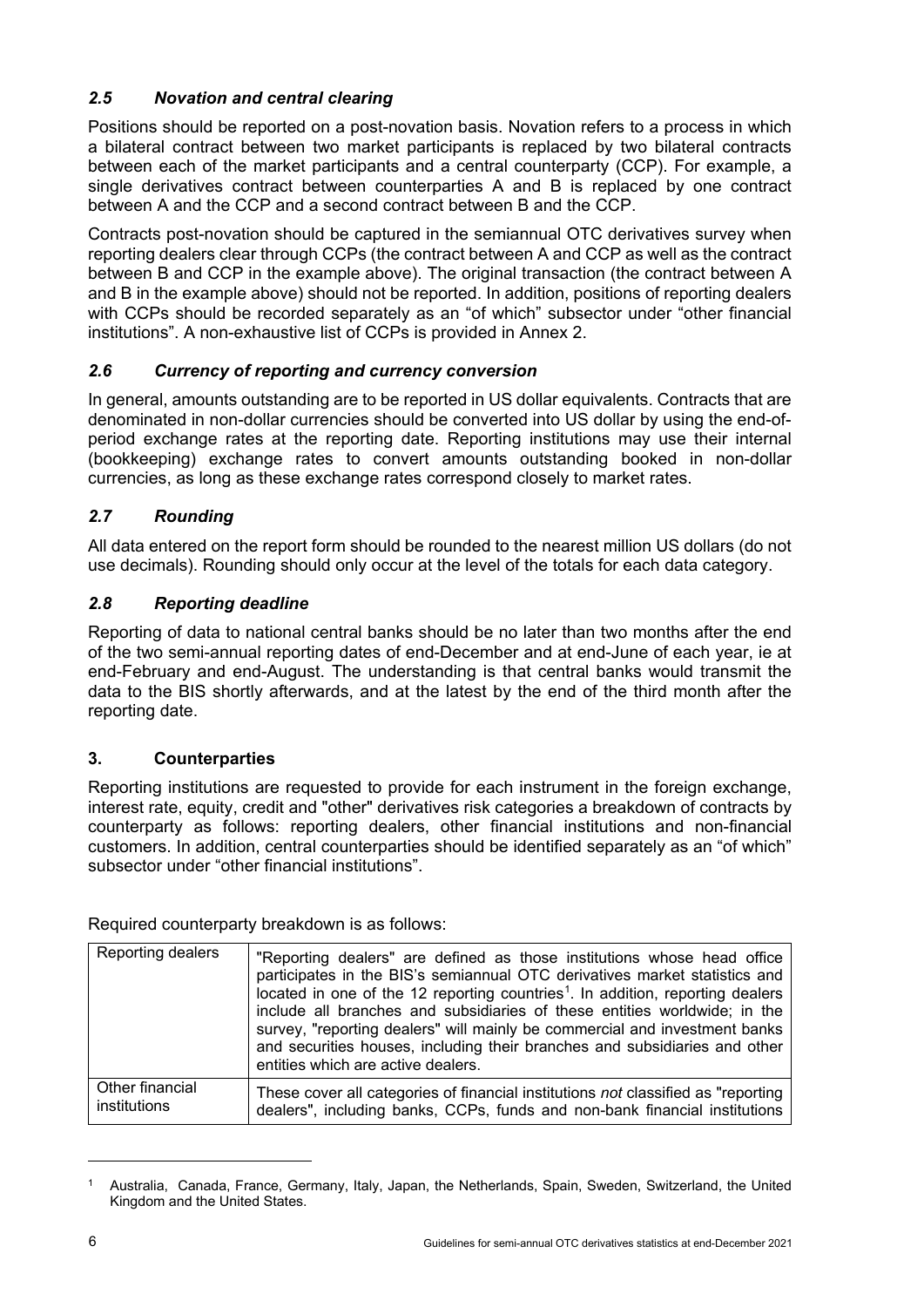### *2.5 Novation and central clearing*

Positions should be reported on a post-novation basis. Novation refers to a process in which a bilateral contract between two market participants is replaced by two bilateral contracts between each of the market participants and a central counterparty (CCP). For example, a single derivatives contract between counterparties A and B is replaced by one contract between A and the CCP and a second contract between B and the CCP.

Contracts post-novation should be captured in the semiannual OTC derivatives survey when reporting dealers clear through CCPs (the contract between A and CCP as well as the contract between B and CCP in the example above). The original transaction (the contract between A and B in the example above) should not be reported. In addition, positions of reporting dealers with CCPs should be recorded separately as an "of which" subsector under "other financial institutions". A non-exhaustive list of CCPs is provided in Annex 2.

### *2.6 Currency of reporting and currency conversion*

In general, amounts outstanding are to be reported in US dollar equivalents. Contracts that are denominated in non-dollar currencies should be converted into US dollar by using the end-of-period exchange rates at the reporting date. Reporting institutions may use their internal (bookkeeping) exchange rates to convert amounts outstanding booked in non-dollar currencies, as long as these exchange rates correspond closely to market rates.

### *2.7 Rounding*

All data entered on the report form should be rounded to the nearest million US dollars (do not use decimals). Rounding should only occur at the level of the totals for each data category.

### *2.8 Reporting deadline*

Reporting of data to national central banks should be no later than two months after the end of the two semi-annual reporting dates of end-December and at end-June of each year, ie at end-February and end-August. The understanding is that central banks would transmit the data to the BIS shortly afterwards, and at the latest by the end of the third month after the reporting date.

## 3. Counterparties

Reporting institutions are requested to provide for each instrument in the foreign exchange, interest rate, equity, credit and "other" derivatives risk categories a breakdown of contracts by counterparty as follows: reporting dealers, other financial institutions and non-financial customers. In addition, central counterparties should be identified separately as an "of which" subsector under "other financial institutions".

Required counterparty breakdown is as follows:

| Reporting dealers | "Reporting dealers" are defined as those institutions whose head office participates in the BIS's semiannual OTC derivatives market statistics and located in one of the 12 reporting countries[1]. In addition, reporting dealers include all branches and subsidiaries of these entities worldwide; in the survey, "reporting dealers" will mainly be commercial and investment banks and securities houses, including their branches and subsidiaries and other entities which are active dealers. |
|---|---|
| Other financial institutions | These cover all categories of financial institutions *not* classified as "reporting dealers", including banks, CCPs, funds and non-bank financial institutions |

[1] Australia, Canada, France, Germany, Italy, Japan, the Netherlands, Spain, Sweden, Switzerland, the United Kingdom and the United States.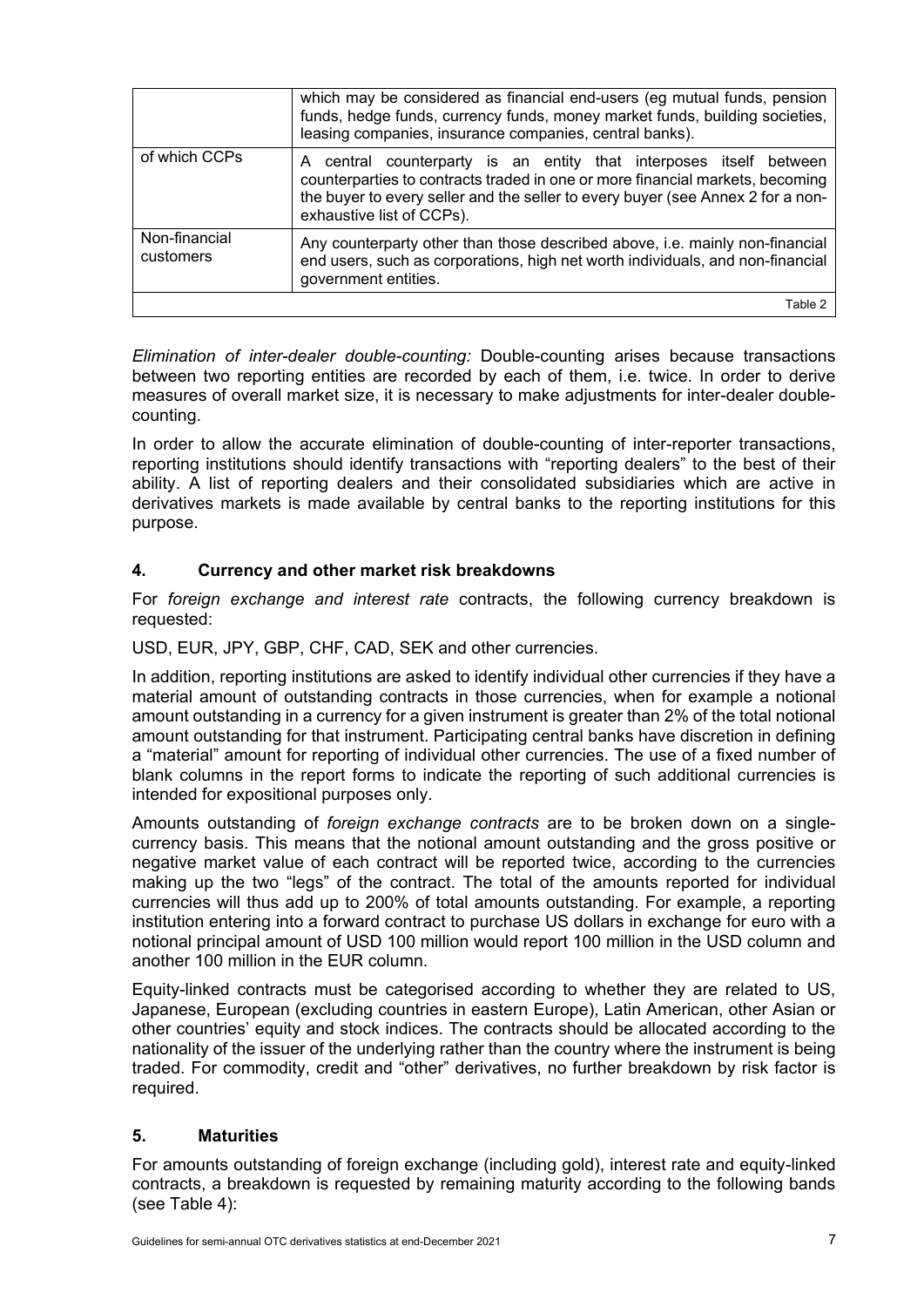| | |
|---|---|
| | which may be considered as financial end-users (eg mutual funds, pension funds, hedge funds, currency funds, money market funds, building societies, leasing companies, insurance companies, central banks). |
| of which CCPs | A central counterparty is an entity that interposes itself between counterparties to contracts traded in one or more financial markets, becoming the buyer to every seller and the seller to every buyer (see Annex 2 for a non-exhaustive list of CCPs). |
| Non-financial customers | Any counterparty other than those described above, i.e. mainly non-financial end users, such as corporations, high net worth individuals, and non-financial government entities. |

Table 2

*Elimination of inter-dealer double-counting:* Double-counting arises because transactions between two reporting entities are recorded by each of them, i.e. twice. In order to derive measures of overall market size, it is necessary to make adjustments for inter-dealer double-counting.

In order to allow the accurate elimination of double-counting of inter-reporter transactions, reporting institutions should identify transactions with "reporting dealers" to the best of their ability. A list of reporting dealers and their consolidated subsidiaries which are active in derivatives markets is made available by central banks to the reporting institutions for this purpose.

## 4. Currency and other market risk breakdowns

For *foreign exchange and interest rate* contracts, the following currency breakdown is requested:

USD, EUR, JPY, GBP, CHF, CAD, SEK and other currencies.

In addition, reporting institutions are asked to identify individual other currencies if they have a material amount of outstanding contracts in those currencies, when for example a notional amount outstanding in a currency for a given instrument is greater than 2% of the total notional amount outstanding for that instrument. Participating central banks have discretion in defining a "material" amount for reporting of individual other currencies. The use of a fixed number of blank columns in the report forms to indicate the reporting of such additional currencies is intended for expositional purposes only.

Amounts outstanding of *foreign exchange contracts* are to be broken down on a single-currency basis. This means that the notional amount outstanding and the gross positive or negative market value of each contract will be reported twice, according to the currencies making up the two "legs" of the contract. The total of the amounts reported for individual currencies will thus add up to 200% of total amounts outstanding. For example, a reporting institution entering into a forward contract to purchase US dollars in exchange for euro with a notional principal amount of USD 100 million would report 100 million in the USD column and another 100 million in the EUR column.

Equity-linked contracts must be categorised according to whether they are related to US, Japanese, European (excluding countries in eastern Europe), Latin American, other Asian or other countries' equity and stock indices. The contracts should be allocated according to the nationality of the issuer of the underlying rather than the country where the instrument is being traded. For commodity, credit and "other" derivatives, no further breakdown by risk factor is required.

## 5. Maturities

For amounts outstanding of foreign exchange (including gold), interest rate and equity-linked contracts, a breakdown is requested by remaining maturity according to the following bands (see Table 4):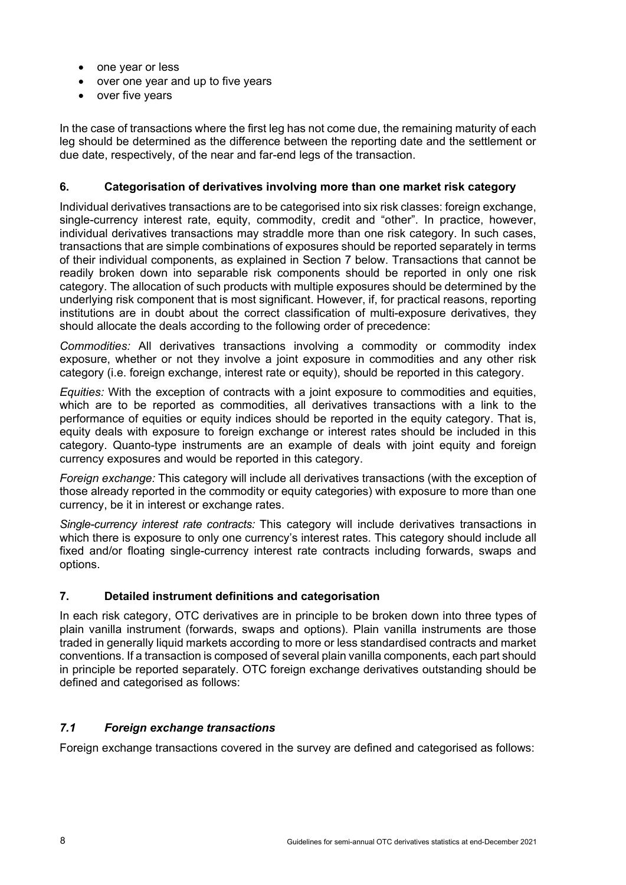- one year or less
- over one year and up to five years
- over five years

In the case of transactions where the first leg has not come due, the remaining maturity of each leg should be determined as the difference between the reporting date and the settlement or due date, respectively, of the near and far-end legs of the transaction.

## 6. Categorisation of derivatives involving more than one market risk category

Individual derivatives transactions are to be categorised into six risk classes: foreign exchange, single-currency interest rate, equity, commodity, credit and "other". In practice, however, individual derivatives transactions may straddle more than one risk category. In such cases, transactions that are simple combinations of exposures should be reported separately in terms of their individual components, as explained in Section 7 below. Transactions that cannot be readily broken down into separable risk components should be reported in only one risk category. The allocation of such products with multiple exposures should be determined by the underlying risk component that is most significant. However, if, for practical reasons, reporting institutions are in doubt about the correct classification of multi-exposure derivatives, they should allocate the deals according to the following order of precedence:

*Commodities:* All derivatives transactions involving a commodity or commodity index exposure, whether or not they involve a joint exposure in commodities and any other risk category (i.e. foreign exchange, interest rate or equity), should be reported in this category.

*Equities:* With the exception of contracts with a joint exposure to commodities and equities, which are to be reported as commodities, all derivatives transactions with a link to the performance of equities or equity indices should be reported in the equity category. That is, equity deals with exposure to foreign exchange or interest rates should be included in this category. Quanto-type instruments are an example of deals with joint equity and foreign currency exposures and would be reported in this category.

*Foreign exchange:* This category will include all derivatives transactions (with the exception of those already reported in the commodity or equity categories) with exposure to more than one currency, be it in interest or exchange rates.

*Single-currency interest rate contracts:* This category will include derivatives transactions in which there is exposure to only one currency's interest rates. This category should include all fixed and/or floating single-currency interest rate contracts including forwards, swaps and options.

## 7. Detailed instrument definitions and categorisation

In each risk category, OTC derivatives are in principle to be broken down into three types of plain vanilla instrument (forwards, swaps and options). Plain vanilla instruments are those traded in generally liquid markets according to more or less standardised contracts and market conventions. If a transaction is composed of several plain vanilla components, each part should in principle be reported separately. OTC foreign exchange derivatives outstanding should be defined and categorised as follows:

### *7.1 Foreign exchange transactions*

Foreign exchange transactions covered in the survey are defined and categorised as follows: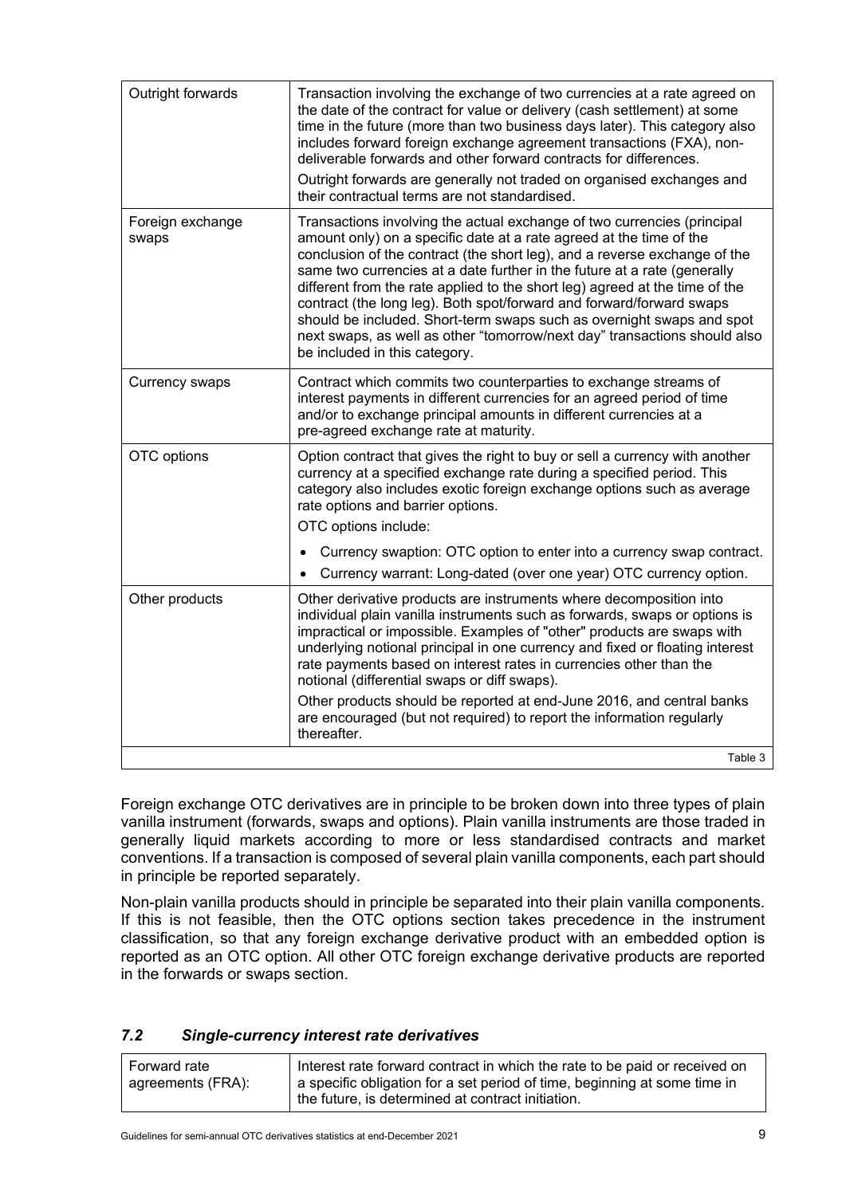| | |
|---|---|
| Outright forwards | Transaction involving the exchange of two currencies at a rate agreed on the date of the contract for value or delivery (cash settlement) at some time in the future (more than two business days later). This category also includes forward foreign exchange agreement transactions (FXA), non-deliverable forwards and other forward contracts for differences.<br><br>Outright forwards are generally not traded on organised exchanges and their contractual terms are not standardised. |
| Foreign exchange swaps | Transactions involving the actual exchange of two currencies (principal amount only) on a specific date at a rate agreed at the time of the conclusion of the contract (the short leg), and a reverse exchange of the same two currencies at a date further in the future at a rate (generally different from the rate applied to the short leg) agreed at the time of the contract (the long leg). Both spot/forward and forward/forward swaps should be included. Short-term swaps such as overnight swaps and spot next swaps, as well as other "tomorrow/next day" transactions should also be included in this category. |
| Currency swaps | Contract which commits two counterparties to exchange streams of interest payments in different currencies for an agreed period of time and/or to exchange principal amounts in different currencies at a pre-agreed exchange rate at maturity. |
| OTC options | Option contract that gives the right to buy or sell a currency with another currency at a specified exchange rate during a specified period. This category also includes exotic foreign exchange options such as average rate options and barrier options.<br><br>OTC options include:<br><br>• Currency swaption: OTC option to enter into a currency swap contract.<br>• Currency warrant: Long-dated (over one year) OTC currency option. |
| Other products | Other derivative products are instruments where decomposition into individual plain vanilla instruments such as forwards, swaps or options is impractical or impossible. Examples of "other" products are swaps with underlying notional principal in one currency and fixed or floating interest rate payments based on interest rates in currencies other than the notional (differential swaps or diff swaps).<br><br>Other products should be reported at end-June 2016, and central banks are encouraged (but not required) to report the information regularly thereafter. |

Table 3

Foreign exchange OTC derivatives are in principle to be broken down into three types of plain vanilla instrument (forwards, swaps and options). Plain vanilla instruments are those traded in generally liquid markets according to more or less standardised contracts and market conventions. If a transaction is composed of several plain vanilla components, each part should in principle be reported separately.

Non-plain vanilla products should in principle be separated into their plain vanilla components. If this is not feasible, then the OTC options section takes precedence in the instrument classification, so that any foreign exchange derivative product with an embedded option is reported as an OTC option. All other OTC foreign exchange derivative products are reported in the forwards or swaps section.

### *7.2 Single-currency interest rate derivatives*

| | |
|---|---|
| Forward rate agreements (FRA): | Interest rate forward contract in which the rate to be paid or received on a specific obligation for a set period of time, beginning at some time in the future, is determined at contract initiation. |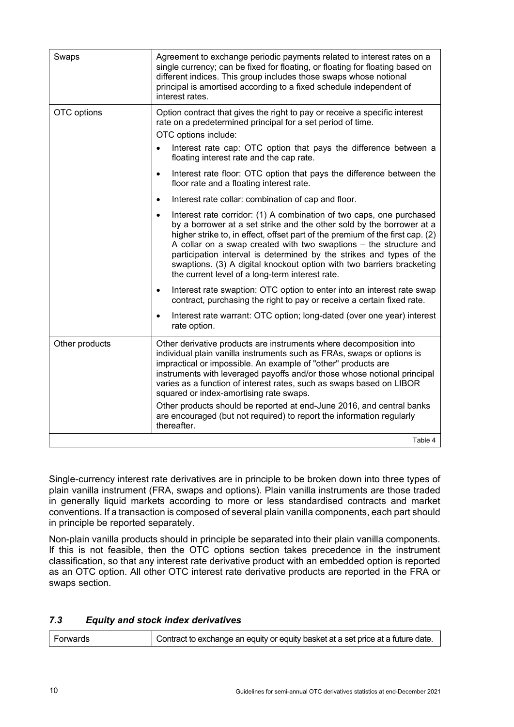| | |
|---|---|
| Swaps | Agreement to exchange periodic payments related to interest rates on a single currency; can be fixed for floating, or floating for floating based on different indices. This group includes those swaps whose notional principal is amortised according to a fixed schedule independent of interest rates. |
| OTC options | Option contract that gives the right to pay or receive a specific interest rate on a predetermined principal for a set period of time.<br>OTC options include:<br>• Interest rate cap: OTC option that pays the difference between a floating interest rate and the cap rate.<br>• Interest rate floor: OTC option that pays the difference between the floor rate and a floating interest rate.<br>• Interest rate collar: combination of cap and floor.<br>• Interest rate corridor: (1) A combination of two caps, one purchased by a borrower at a set strike and the other sold by the borrower at a higher strike to, in effect, offset part of the premium of the first cap. (2) A collar on a swap created with two swaptions – the structure and participation interval is determined by the strikes and types of the swaptions. (3) A digital knockout option with two barriers bracketing the current level of a long-term interest rate.<br>• Interest rate swaption: OTC option to enter into an interest rate swap contract, purchasing the right to pay or receive a certain fixed rate.<br>• Interest rate warrant: OTC option; long-dated (over one year) interest rate option. |
| Other products | Other derivative products are instruments where decomposition into individual plain vanilla instruments such as FRAs, swaps or options is impractical or impossible. An example of "other" products are instruments with leveraged payoffs and/or those whose notional principal varies as a function of interest rates, such as swaps based on LIBOR squared or index-amortising rate swaps.<br>Other products should be reported at end-June 2016, and central banks are encouraged (but not required) to report the information regularly thereafter. |

Table 4

Single-currency interest rate derivatives are in principle to be broken down into three types of plain vanilla instrument (FRA, swaps and options). Plain vanilla instruments are those traded in generally liquid markets according to more or less standardised contracts and market conventions. If a transaction is composed of several plain vanilla components, each part should in principle be reported separately.

Non-plain vanilla products should in principle be separated into their plain vanilla components. If this is not feasible, then the OTC options section takes precedence in the instrument classification, so that any interest rate derivative product with an embedded option is reported as an OTC option. All other OTC interest rate derivative products are reported in the FRA or swaps section.

### *7.3 Equity and stock index derivatives*

| | |
|---|---|
| Forwards | Contract to exchange an equity or equity basket at a set price at a future date. |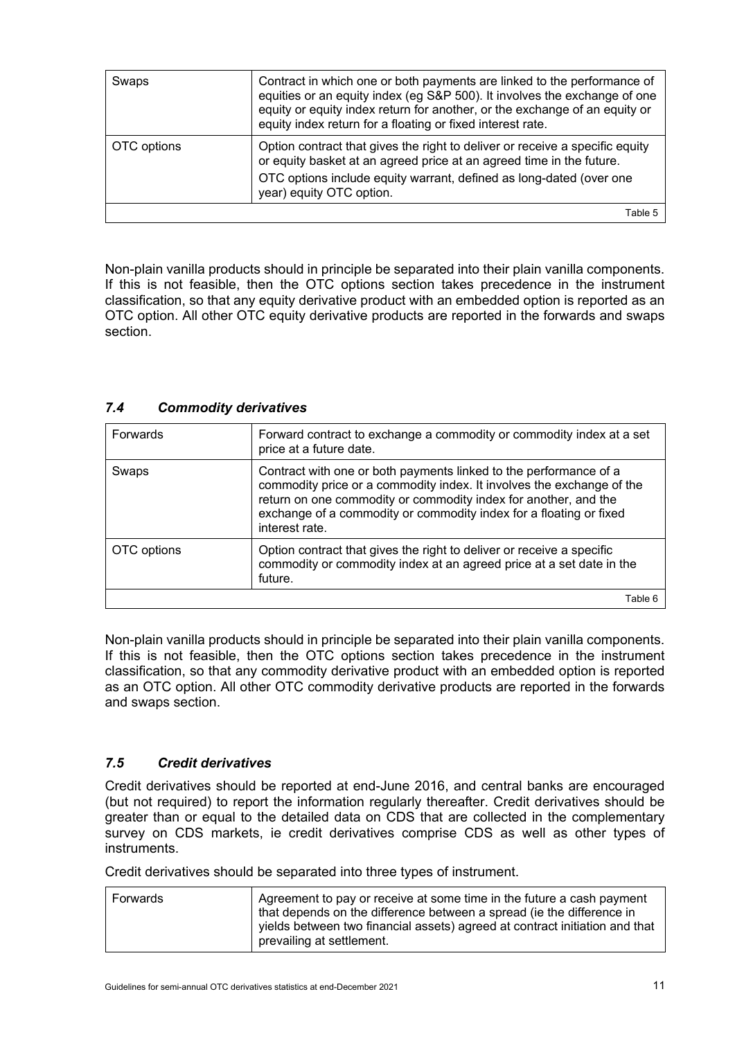| Swaps | Contract in which one or both payments are linked to the performance of equities or an equity index (eg S&P 500). It involves the exchange of one equity or equity index return for another, or the exchange of an equity or equity index return for a floating or fixed interest rate. |
|---|---|
| OTC options | Option contract that gives the right to deliver or receive a specific equity or equity basket at an agreed price at an agreed time in the future.<br>OTC options include equity warrant, defined as long-dated (over one year) equity OTC option. |

Table 5

Non-plain vanilla products should in principle be separated into their plain vanilla components. If this is not feasible, then the OTC options section takes precedence in the instrument classification, so that any equity derivative product with an embedded option is reported as an OTC option. All other OTC equity derivative products are reported in the forwards and swaps section.

### *7.4 Commodity derivatives*

| Forwards | Forward contract to exchange a commodity or commodity index at a set price at a future date. |
|---|---|
| Swaps | Contract with one or both payments linked to the performance of a commodity price or a commodity index. It involves the exchange of the return on one commodity or commodity index for another, and the exchange of a commodity or commodity index for a floating or fixed interest rate. |
| OTC options | Option contract that gives the right to deliver or receive a specific commodity or commodity index at an agreed price at a set date in the future. |

Table 6

Non-plain vanilla products should in principle be separated into their plain vanilla components. If this is not feasible, then the OTC options section takes precedence in the instrument classification, so that any commodity derivative product with an embedded option is reported as an OTC option. All other OTC commodity derivative products are reported in the forwards and swaps section.

### *7.5 Credit derivatives*

Credit derivatives should be reported at end-June 2016, and central banks are encouraged (but not required) to report the information regularly thereafter. Credit derivatives should be greater than or equal to the detailed data on CDS that are collected in the complementary survey on CDS markets, ie credit derivatives comprise CDS as well as other types of instruments.

Credit derivatives should be separated into three types of instrument.

| Forwards | Agreement to pay or receive at some time in the future a cash payment that depends on the difference between a spread (ie the difference in yields between two financial assets) agreed at contract initiation and that prevailing at settlement. |
|---|---|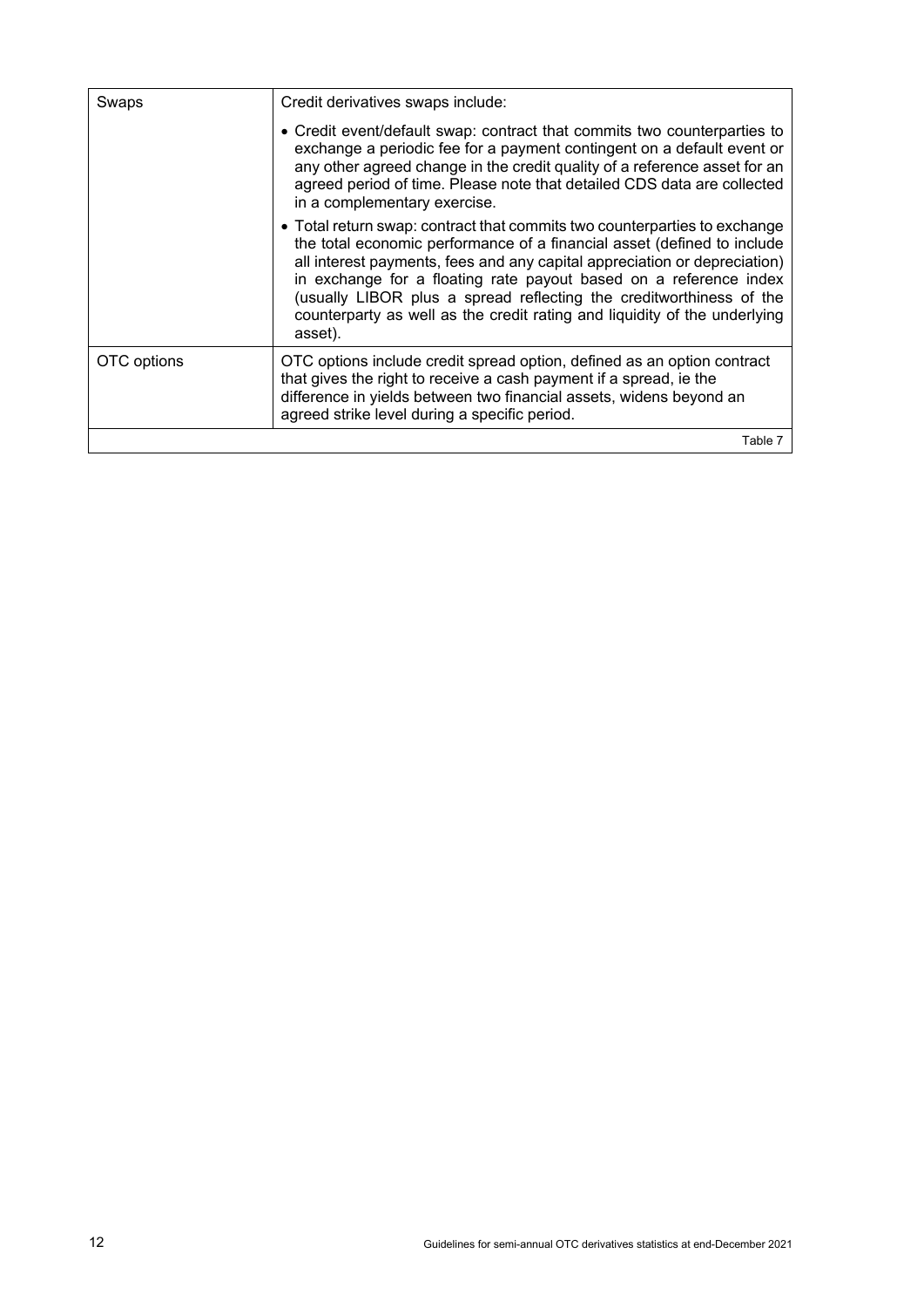| | |
|---|---|
| Swaps | Credit derivatives swaps include:<br><br>• Credit event/default swap: contract that commits two counterparties to exchange a periodic fee for a payment contingent on a default event or any other agreed change in the credit quality of a reference asset for an agreed period of time. Please note that detailed CDS data are collected in a complementary exercise.<br><br>• Total return swap: contract that commits two counterparties to exchange the total economic performance of a financial asset (defined to include all interest payments, fees and any capital appreciation or depreciation) in exchange for a floating rate payout based on a reference index (usually LIBOR plus a spread reflecting the creditworthiness of the counterparty as well as the credit rating and liquidity of the underlying asset). |
| OTC options | OTC options include credit spread option, defined as an option contract that gives the right to receive a cash payment if a spread, ie the difference in yields between two financial assets, widens beyond an agreed strike level during a specific period. |

Table 7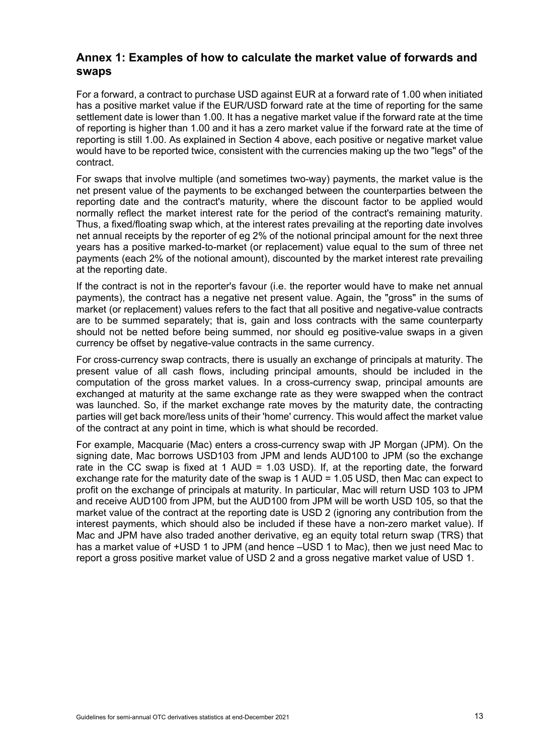## Annex 1: Examples of how to calculate the market value of forwards and swaps

For a forward, a contract to purchase USD against EUR at a forward rate of 1.00 when initiated has a positive market value if the EUR/USD forward rate at the time of reporting for the same settlement date is lower than 1.00. It has a negative market value if the forward rate at the time of reporting is higher than 1.00 and it has a zero market value if the forward rate at the time of reporting is still 1.00. As explained in Section 4 above, each positive or negative market value would have to be reported twice, consistent with the currencies making up the two "legs" of the contract.

For swaps that involve multiple (and sometimes two-way) payments, the market value is the net present value of the payments to be exchanged between the counterparties between the reporting date and the contract's maturity, where the discount factor to be applied would normally reflect the market interest rate for the period of the contract's remaining maturity. Thus, a fixed/floating swap which, at the interest rates prevailing at the reporting date involves net annual receipts by the reporter of eg 2% of the notional principal amount for the next three years has a positive marked-to-market (or replacement) value equal to the sum of three net payments (each 2% of the notional amount), discounted by the market interest rate prevailing at the reporting date.

If the contract is not in the reporter's favour (i.e. the reporter would have to make net annual payments), the contract has a negative net present value. Again, the "gross" in the sums of market (or replacement) values refers to the fact that all positive and negative-value contracts are to be summed separately; that is, gain and loss contracts with the same counterparty should not be netted before being summed, nor should eg positive-value swaps in a given currency be offset by negative-value contracts in the same currency.

For cross-currency swap contracts, there is usually an exchange of principals at maturity. The present value of all cash flows, including principal amounts, should be included in the computation of the gross market values. In a cross-currency swap, principal amounts are exchanged at maturity at the same exchange rate as they were swapped when the contract was launched. So, if the market exchange rate moves by the maturity date, the contracting parties will get back more/less units of their 'home' currency. This would affect the market value of the contract at any point in time, which is what should be recorded.

For example, Macquarie (Mac) enters a cross-currency swap with JP Morgan (JPM). On the signing date, Mac borrows USD103 from JPM and lends AUD100 to JPM (so the exchange rate in the CC swap is fixed at 1 AUD = 1.03 USD). If, at the reporting date, the forward exchange rate for the maturity date of the swap is 1 AUD = 1.05 USD, then Mac can expect to profit on the exchange of principals at maturity. In particular, Mac will return USD 103 to JPM and receive AUD100 from JPM, but the AUD100 from JPM will be worth USD 105, so that the market value of the contract at the reporting date is USD 2 (ignoring any contribution from the interest payments, which should also be included if these have a non-zero market value). If Mac and JPM have also traded another derivative, eg an equity total return swap (TRS) that has a market value of +USD 1 to JPM (and hence –USD 1 to Mac), then we just need Mac to report a gross positive market value of USD 2 and a gross negative market value of USD 1.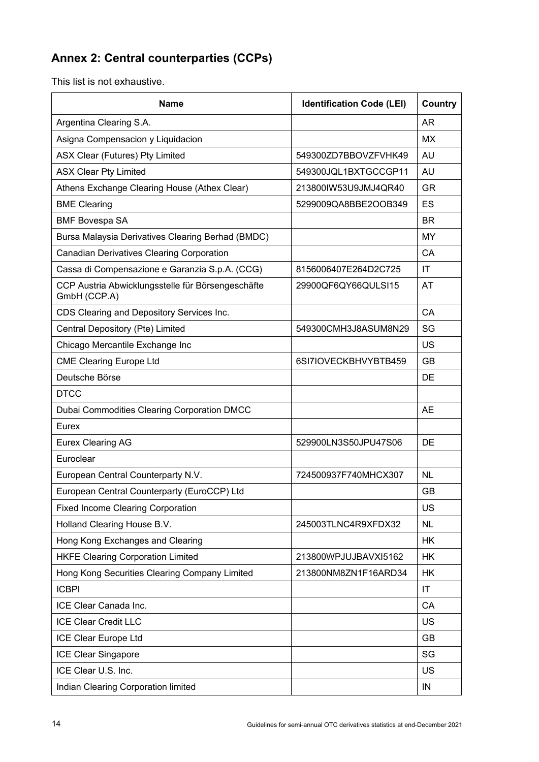## Annex 2: Central counterparties (CCPs)

This list is not exhaustive.

| Name | Identification Code (LEI) | Country |
|---|---|---|
| Argentina Clearing S.A. | | AR |
| Asigna Compensacion y Liquidacion | | MX |
| ASX Clear (Futures) Pty Limited | 549300ZD7BBOVZFVHK49 | AU |
| ASX Clear Pty Limited | 549300JQL1BXTGCCGP11 | AU |
| Athens Exchange Clearing House (Athex Clear) | 213800IW53U9JMJ4QR40 | GR |
| BME Clearing | 5299009QA8BBE2OOB349 | ES |
| BMF Bovespa SA | | BR |
| Bursa Malaysia Derivatives Clearing Berhad (BMDC) | | MY |
| Canadian Derivatives Clearing Corporation | | CA |
| Cassa di Compensazione e Garanzia S.p.A. (CCG) | 8156006407E264D2C725 | IT |
| CCP Austria Abwicklungsstelle für Börsengeschäfte GmbH (CCP.A) | 29900QF6QY66QULSI15 | AT |
| CDS Clearing and Depository Services Inc. | | CA |
| Central Depository (Pte) Limited | 549300CMH3J8ASUM8N29 | SG |
| Chicago Mercantile Exchange Inc | | US |
| CME Clearing Europe Ltd | 6SI7IOVECKBHVYBTB459 | GB |
| Deutsche Börse | | DE |
| DTCC | | |
| Dubai Commodities Clearing Corporation DMCC | | AE |
| Eurex | | |
| Eurex Clearing AG | 529900LN3S50JPU47S06 | DE |
| Euroclear | | |
| European Central Counterparty N.V. | 724500937F740MHCX307 | NL |
| European Central Counterparty (EuroCCP) Ltd | | GB |
| Fixed Income Clearing Corporation | | US |
| Holland Clearing House B.V. | 245003TLNC4R9XFDX32 | NL |
| Hong Kong Exchanges and Clearing | | HK |
| HKFE Clearing Corporation Limited | 213800WPJUJBAVXI5162 | HK |
| Hong Kong Securities Clearing Company Limited | 213800NM8ZN1F16ARD34 | HK |
| ICBPI | | IT |
| ICE Clear Canada Inc. | | CA |
| ICE Clear Credit LLC | | US |
| ICE Clear Europe Ltd | | GB |
| ICE Clear Singapore | | SG |
| ICE Clear U.S. Inc. | | US |
| Indian Clearing Corporation limited | | IN |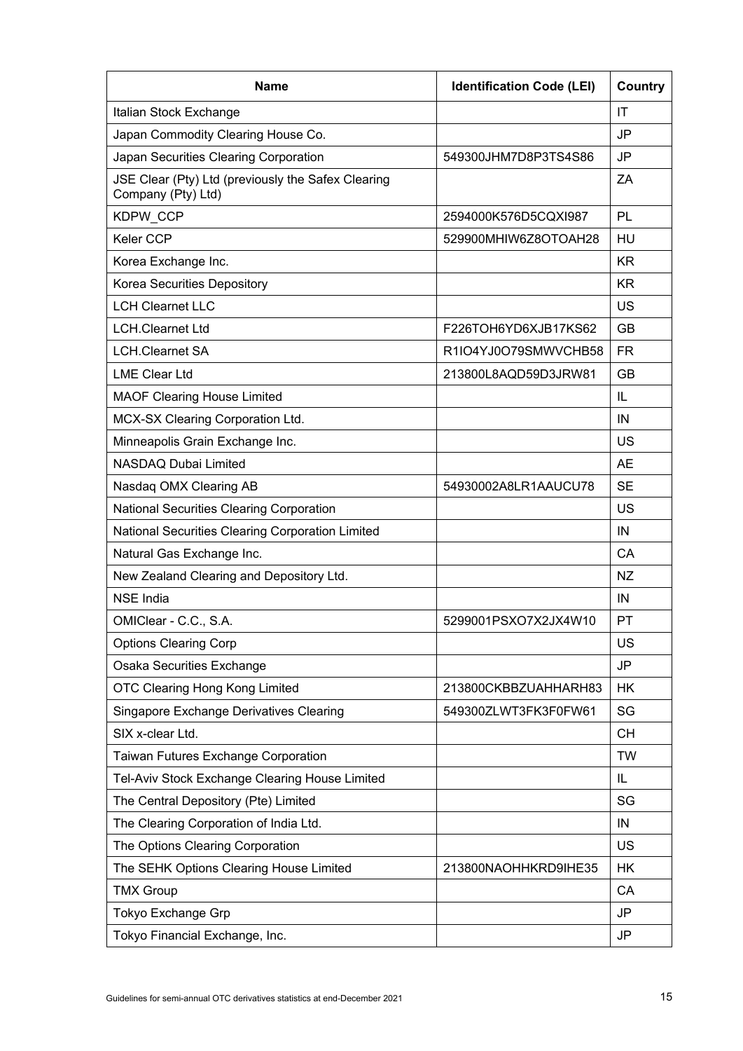| Name | Identification Code (LEI) | Country |
|---|---|---|
| Italian Stock Exchange | | IT |
| Japan Commodity Clearing House Co. | | JP |
| Japan Securities Clearing Corporation | 549300JHM7D8P3TS4S86 | JP |
| JSE Clear (Pty) Ltd (previously the Safex Clearing Company (Pty) Ltd) | | ZA |
| KDPW_CCP | 2594000K576D5CQXI987 | PL |
| Keler CCP | 529900MHIW6Z8OTOAH28 | HU |
| Korea Exchange Inc. | | KR |
| Korea Securities Depository | | KR |
| LCH Clearnet LLC | | US |
| LCH.Clearnet Ltd | F226TOH6YD6XJB17KS62 | GB |
| LCH.Clearnet SA | R1IO4YJ0O79SMWVCHB58 | FR |
| LME Clear Ltd | 213800L8AQD59D3JRW81 | GB |
| MAOF Clearing House Limited | | IL |
| MCX-SX Clearing Corporation Ltd. | | IN |
| Minneapolis Grain Exchange Inc. | | US |
| NASDAQ Dubai Limited | | AE |
| Nasdaq OMX Clearing AB | 54930002A8LR1AAUCU78 | SE |
| National Securities Clearing Corporation | | US |
| National Securities Clearing Corporation Limited | | IN |
| Natural Gas Exchange Inc. | | CA |
| New Zealand Clearing and Depository Ltd. | | NZ |
| NSE India | | IN |
| OMIClear - C.C., S.A. | 5299001PSXO7X2JX4W10 | PT |
| Options Clearing Corp | | US |
| Osaka Securities Exchange | | JP |
| OTC Clearing Hong Kong Limited | 213800CKBBZUAHHARH83 | HK |
| Singapore Exchange Derivatives Clearing | 549300ZLWT3FK3F0FW61 | SG |
| SIX x-clear Ltd. | | CH |
| Taiwan Futures Exchange Corporation | | TW |
| Tel-Aviv Stock Exchange Clearing House Limited | | IL |
| The Central Depository (Pte) Limited | | SG |
| The Clearing Corporation of India Ltd. | | IN |
| The Options Clearing Corporation | | US |
| The SEHK Options Clearing House Limited | 213800NAOHHKRD9IHE35 | HK |
| TMX Group | | CA |
| Tokyo Exchange Grp | | JP |
| Tokyo Financial Exchange, Inc. | | JP |